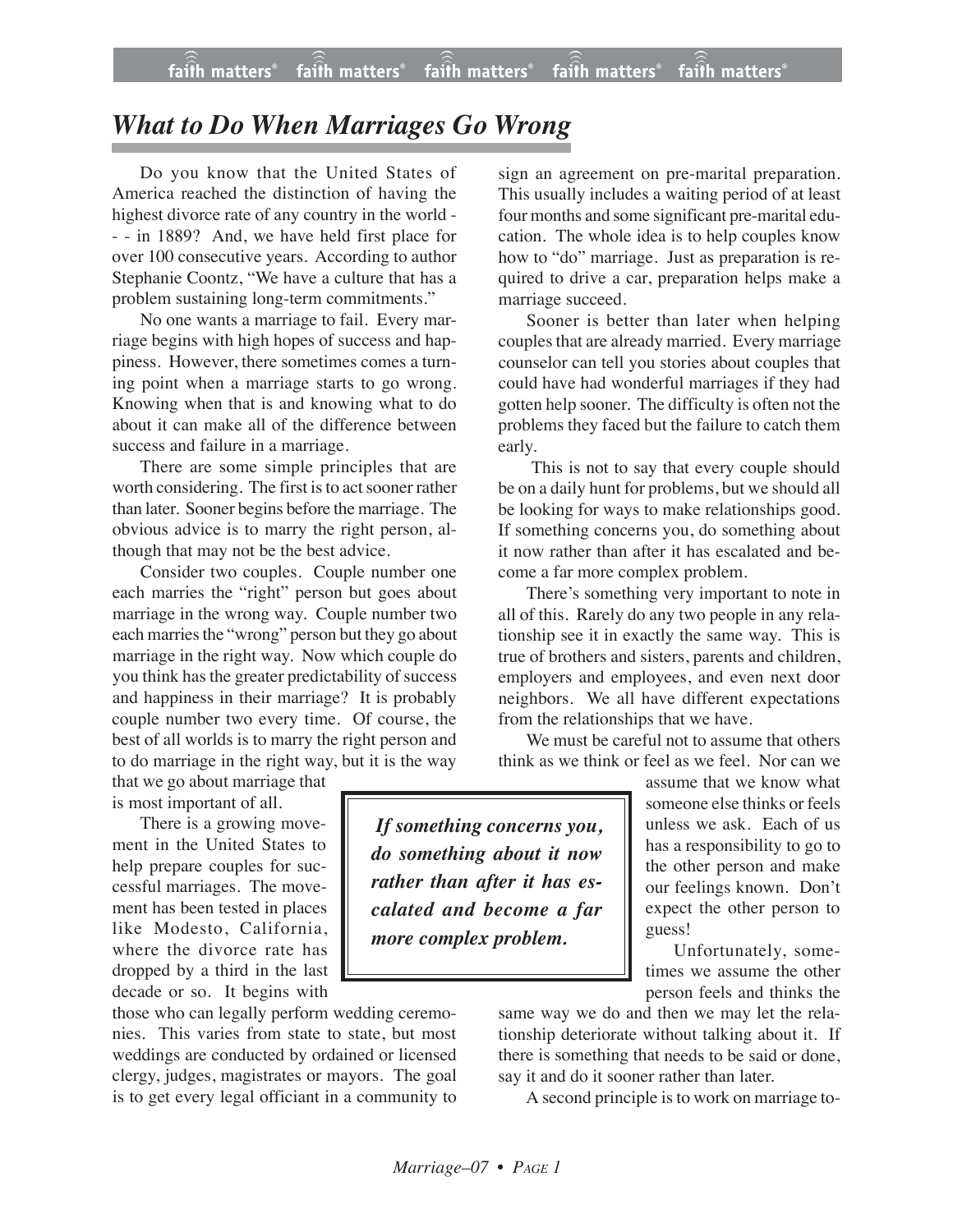# What to Do When Marriages Go Wrong

Do you know that the United States of America reached the distinction of having the highest divorce rate of any country in the world - - - in 1889? And, we have held first place for over 100 consecutive years. According to author Stephanie Coontz, "We have a culture that has a problem sustaining long-term commitments."

No one wants a marriage to fail. Every marriage begins with high hopes of success and happiness. However, there sometimes comes a turning point when a marriage starts to go wrong. Knowing when that is and knowing what to do about it can make all of the difference between success and failure in a marriage.

There are some simple principles that are worth considering. The first is to act sooner rather than later. Sooner begins before the marriage. The obvious advice is to marry the right person, although that may not be the best advice.

Consider two couples. Couple number one each marries the "right" person but goes about marriage in the wrong way. Couple number two each marries the "wrong" person but they go about marriage in the right way. Now which couple do you think has the greater predictability of success and happiness in their marriage? It is probably couple number two every time. Of course, the best of all worlds is to marry the right person and to do marriage in the right way, but it is the way that we go about marriage that is most important of all.

There is a growing movement in the United States to help prepare couples for successful marriages. The movement has been tested in places like Modesto, California, where the divorce rate has dropped by a third in the last decade or so. It begins with those who can legally perform wedding ceremonies. This varies from state to state, but most weddings are conducted by ordained or licensed clergy, judges, magistrates or mayors. The goal is to get every legal officiant in a community to sign an agreement on pre-marital preparation. This usually includes a waiting period of at least four months and some significant pre-marital education. The whole idea is to help couples know how to "do" marriage. Just as preparation is required to drive a car, preparation helps make a marriage succeed.

Sooner is better than later when helping couples that are already married. Every marriage counselor can tell you stories about couples that could have had wonderful marriages if they had gotten help sooner. The difficulty is often not the problems they faced but the failure to catch them early.

This is not to say that every couple should be on a daily hunt for problems, but we should all be looking for ways to make relationships good. If something concerns you, do something about it now rather than after it has escalated and become a far more complex problem.

> ***If something concerns you, do something about it now rather than after it has escalated and become a far more complex problem.***

There's something very important to note in all of this. Rarely do any two people in any relationship see it in exactly the same way. This is true of brothers and sisters, parents and children, employers and employees, and even next door neighbors. We all have different expectations from the relationships that we have.

We must be careful not to assume that others think as we think or feel as we feel. Nor can we assume that we know what someone else thinks or feels unless we ask. Each of us has a responsibility to go to the other person and make our feelings known. Don't expect the other person to guess!

Unfortunately, sometimes we assume the other person feels and thinks the same way we do and then we may let the relationship deteriorate without talking about it. If there is something that needs to be said or done, say it and do it sooner rather than later.

A second principle is to work on marriage to-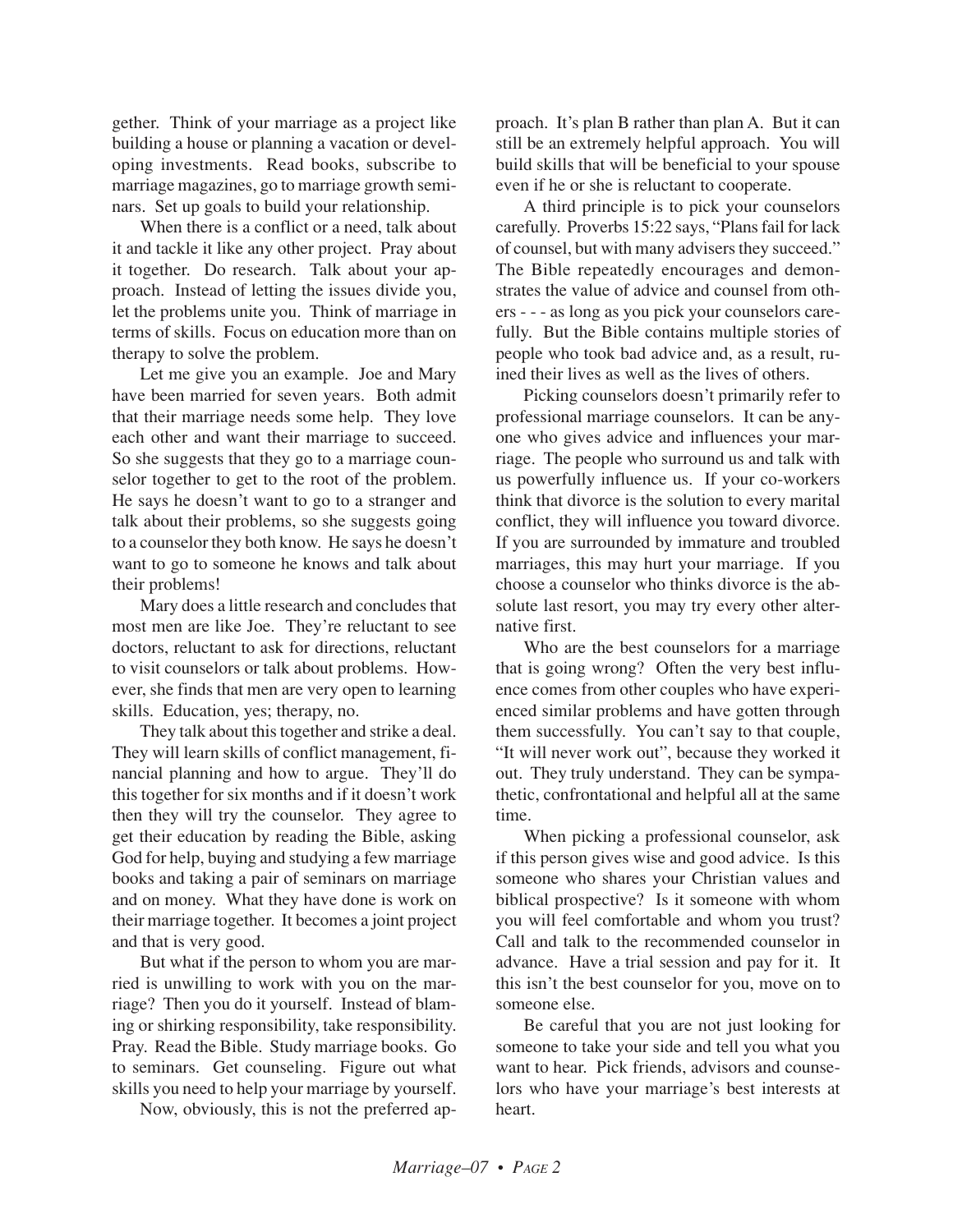gether. Think of your marriage as a project like building a house or planning a vacation or developing investments. Read books, subscribe to marriage magazines, go to marriage growth seminars. Set up goals to build your relationship.

When there is a conflict or a need, talk about it and tackle it like any other project. Pray about it together. Do research. Talk about your approach. Instead of letting the issues divide you, let the problems unite you. Think of marriage in terms of skills. Focus on education more than on therapy to solve the problem.

Let me give you an example. Joe and Mary have been married for seven years. Both admit that their marriage needs some help. They love each other and want their marriage to succeed. So she suggests that they go to a marriage counselor together to get to the root of the problem. He says he doesn't want to go to a stranger and talk about their problems, so she suggests going to a counselor they both know. He says he doesn't want to go to someone he knows and talk about their problems!

Mary does a little research and concludes that most men are like Joe. They're reluctant to see doctors, reluctant to ask for directions, reluctant to visit counselors or talk about problems. However, she finds that men are very open to learning skills. Education, yes; therapy, no.

They talk about this together and strike a deal. They will learn skills of conflict management, financial planning and how to argue. They'll do this together for six months and if it doesn't work then they will try the counselor. They agree to get their education by reading the Bible, asking God for help, buying and studying a few marriage books and taking a pair of seminars on marriage and on money. What they have done is work on their marriage together. It becomes a joint project and that is very good.

But what if the person to whom you are married is unwilling to work with you on the marriage? Then you do it yourself. Instead of blaming or shirking responsibility, take responsibility. Pray. Read the Bible. Study marriage books. Go to seminars. Get counseling. Figure out what skills you need to help your marriage by yourself.

Now, obviously, this is not the preferred approach. It's plan B rather than plan A. But it can still be an extremely helpful approach. You will build skills that will be beneficial to your spouse even if he or she is reluctant to cooperate.

A third principle is to pick your counselors carefully. Proverbs 15:22 says, "Plans fail for lack of counsel, but with many advisers they succeed." The Bible repeatedly encourages and demonstrates the value of advice and counsel from others - - - as long as you pick your counselors carefully. But the Bible contains multiple stories of people who took bad advice and, as a result, ruined their lives as well as the lives of others.

Picking counselors doesn't primarily refer to professional marriage counselors. It can be anyone who gives advice and influences your marriage. The people who surround us and talk with us powerfully influence us. If your co-workers think that divorce is the solution to every marital conflict, they will influence you toward divorce. If you are surrounded by immature and troubled marriages, this may hurt your marriage. If you choose a counselor who thinks divorce is the absolute last resort, you may try every other alternative first.

Who are the best counselors for a marriage that is going wrong? Often the very best influence comes from other couples who have experienced similar problems and have gotten through them successfully. You can't say to that couple, "It will never work out", because they worked it out. They truly understand. They can be sympathetic, confrontational and helpful all at the same time.

When picking a professional counselor, ask if this person gives wise and good advice. Is this someone who shares your Christian values and biblical prospective? Is it someone with whom you will feel comfortable and whom you trust? Call and talk to the recommended counselor in advance. Have a trial session and pay for it. It this isn't the best counselor for you, move on to someone else.

Be careful that you are not just looking for someone to take your side and tell you what you want to hear. Pick friends, advisors and counselors who have your marriage's best interests at heart.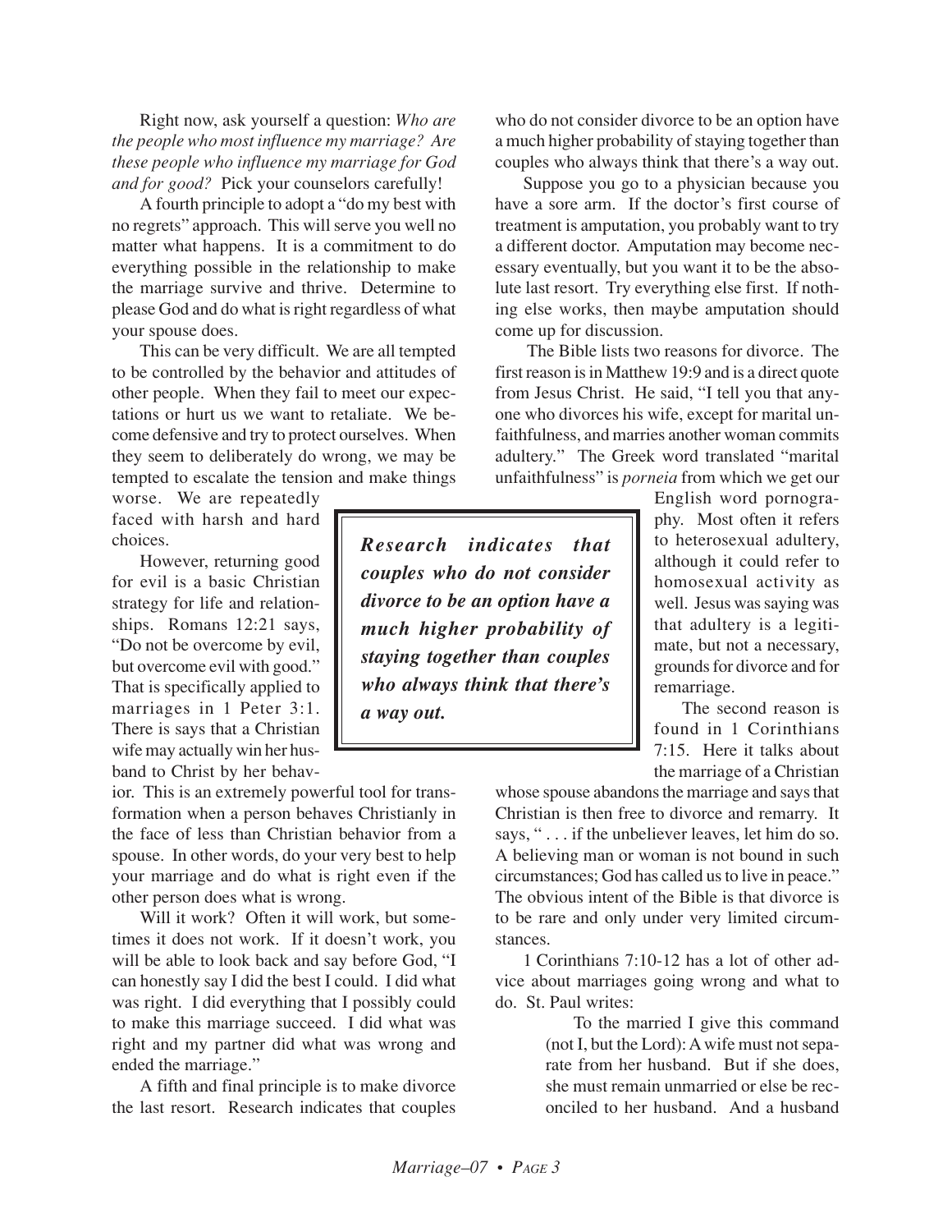Right now, ask yourself a question: *Who are the people who most influence my marriage? Are these people who influence my marriage for God and for good?* Pick your counselors carefully!

A fourth principle to adopt a "do my best with no regrets" approach. This will serve you well no matter what happens. It is a commitment to do everything possible in the relationship to make the marriage survive and thrive. Determine to please God and do what is right regardless of what your spouse does.

This can be very difficult. We are all tempted to be controlled by the behavior and attitudes of other people. When they fail to meet our expectations or hurt us we want to retaliate. We become defensive and try to protect ourselves. When they seem to deliberately do wrong, we may be tempted to escalate the tension and make things worse. We are repeatedly faced with harsh and hard choices.

However, returning good for evil is a basic Christian strategy for life and relationships. Romans 12:21 says, "Do not be overcome by evil, but overcome evil with good." That is specifically applied to marriages in 1 Peter 3:1. There is says that a Christian wife may actually win her husband to Christ by her behavior. This is an extremely powerful tool for transformation when a person behaves Christianly in the face of less than Christian behavior from a spouse. In other words, do your very best to help your marriage and do what is right even if the other person does what is wrong.

Will it work? Often it will work, but sometimes it does not work. If it doesn't work, you will be able to look back and say before God, "I can honestly say I did the best I could. I did what was right. I did everything that I possibly could to make this marriage succeed. I did what was right and my partner did what was wrong and ended the marriage."

A fifth and final principle is to make divorce the last resort. Research indicates that couples who do not consider divorce to be an option have a much higher probability of staying together than couples who always think that there's a way out.

Suppose you go to a physician because you have a sore arm. If the doctor's first course of treatment is amputation, you probably want to try a different doctor. Amputation may become necessary eventually, but you want it to be the absolute last resort. Try everything else first. If nothing else works, then maybe amputation should come up for discussion.

***Research indicates that couples who do not consider divorce to be an option have a much higher probability of staying together than couples who always think that there's a way out.***

The Bible lists two reasons for divorce. The first reason is in Matthew 19:9 and is a direct quote from Jesus Christ. He said, "I tell you that anyone who divorces his wife, except for marital unfaithfulness, and marries another woman commits adultery." The Greek word translated "marital unfaithfulness" is *porneia* from which we get our English word pornography. Most often it refers to heterosexual adultery, although it could refer to homosexual activity as well. Jesus was saying was that adultery is a legitimate, but not a necessary, grounds for divorce and for remarriage.

The second reason is found in 1 Corinthians 7:15. Here it talks about the marriage of a Christian whose spouse abandons the marriage and says that Christian is then free to divorce and remarry. It says, " . . . if the unbeliever leaves, let him do so. A believing man or woman is not bound in such circumstances; God has called us to live in peace." The obvious intent of the Bible is that divorce is to be rare and only under very limited circumstances.

1 Corinthians 7:10-12 has a lot of other advice about marriages going wrong and what to do. St. Paul writes:

> To the married I give this command (not I, but the Lord): A wife must not separate from her husband. But if she does, she must remain unmarried or else be reconciled to her husband. And a husband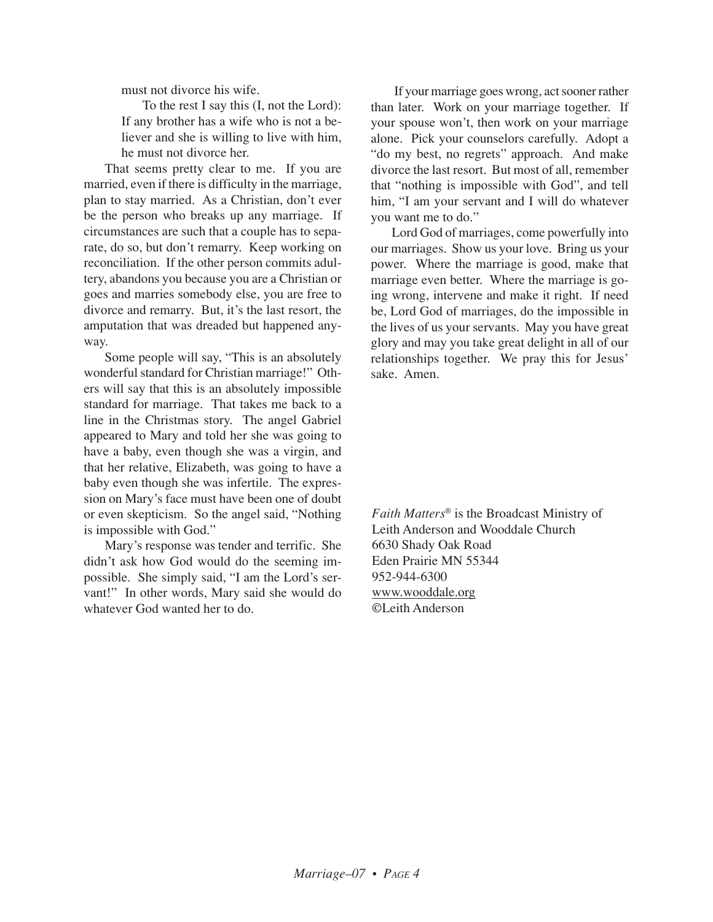must not divorce his wife.

> To the rest I say this (I, not the Lord): If any brother has a wife who is not a believer and she is willing to live with him, he must not divorce her.

That seems pretty clear to me. If you are married, even if there is difficulty in the marriage, plan to stay married. As a Christian, don't ever be the person who breaks up any marriage. If circumstances are such that a couple has to separate, do so, but don't remarry. Keep working on reconciliation. If the other person commits adultery, abandons you because you are a Christian or goes and marries somebody else, you are free to divorce and remarry. But, it's the last resort, the amputation that was dreaded but happened anyway.

Some people will say, "This is an absolutely wonderful standard for Christian marriage!" Others will say that this is an absolutely impossible standard for marriage. That takes me back to a line in the Christmas story. The angel Gabriel appeared to Mary and told her she was going to have a baby, even though she was a virgin, and that her relative, Elizabeth, was going to have a baby even though she was infertile. The expression on Mary's face must have been one of doubt or even skepticism. So the angel said, "Nothing is impossible with God."

Mary's response was tender and terrific. She didn't ask how God would do the seeming impossible. She simply said, "I am the Lord's servant!" In other words, Mary said she would do whatever God wanted her to do.

If your marriage goes wrong, act sooner rather than later. Work on your marriage together. If your spouse won't, then work on your marriage alone. Pick your counselors carefully. Adopt a "do my best, no regrets" approach. And make divorce the last resort. But most of all, remember that "nothing is impossible with God", and tell him, "I am your servant and I will do whatever you want me to do."

Lord God of marriages, come powerfully into our marriages. Show us your love. Bring us your power. Where the marriage is good, make that marriage even better. Where the marriage is going wrong, intervene and make it right. If need be, Lord God of marriages, do the impossible in the lives of us your servants. May you have great glory and may you take great delight in all of our relationships together. We pray this for Jesus' sake. Amen.

*Faith Matters*® is the Broadcast Ministry of
Leith Anderson and Wooddale Church
6630 Shady Oak Road
Eden Prairie MN 55344
952-944-6300
www.wooddale.org
©Leith Anderson